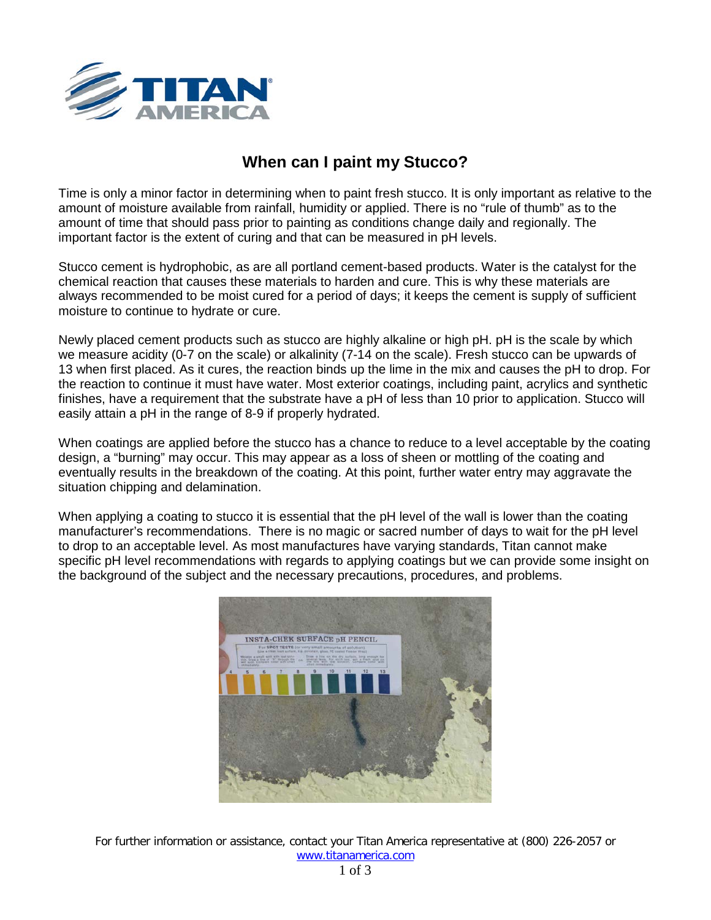# When can I paint my Stucco?

Time is only a minor factor in determining when to paint fresh stucco. It is only important as relative to the amount of moisture available from rainfall, humidity or applied. There is no "rule of thumb" as to the amount of time that should pass prior to painting as conditions change daily and regionally. The important factor is the extent of curing and that can be measured in pH levels.

Stucco cement is hydrophobic, as are all portland cement-based products. Water is the catalyst for the chemical reaction that causes these materials to harden and cure. This is why these materials are always recommended to be moist cured for a period of days; it keeps the cement is supply of sufficient moisture to continue to hydrate or cure.

Newly placed cement products such as stucco are highly alkaline or high pH. pH is the scale by which we measure acidity (0-7 on the scale) or alkalinity (7-14 on the scale). Fresh stucco can be upwards of 13 when first placed. As it cures, the reaction binds up the lime in the mix and causes the pH to drop. For the reaction to continue it must have water. Most exterior coatings, including paint, acrylics and synthetic finishes, have a requirement that the substrate have a pH of less than 10 prior to application. Stucco will easily attain a pH in the range of 8-9 if properly hydrated.

When coatings are applied before the stucco has a chance to reduce to a level acceptable by the coating design, a "burning" may occur. This may appear as a loss of sheen or mottling of the coating and eventually results in the breakdown of the coating. At this point, further water entry may aggravate the situation chipping and delamination.

When applying a coating to stucco it is essential that the pH level of the wall is lower than the coating manufacturer's recommendations. There is no magic or sacred number of days to wait for the pH level to drop to an acceptable level. As most manufactures have varying standards, Titan cannot make specific pH level recommendations with regards to applying coatings but we can provide some insight on the background of the subject and the necessary precautions, procedures, and problems.

For further information or assistance, contact your Titan America representative at (800) 226-2057 or www.titanamerica.com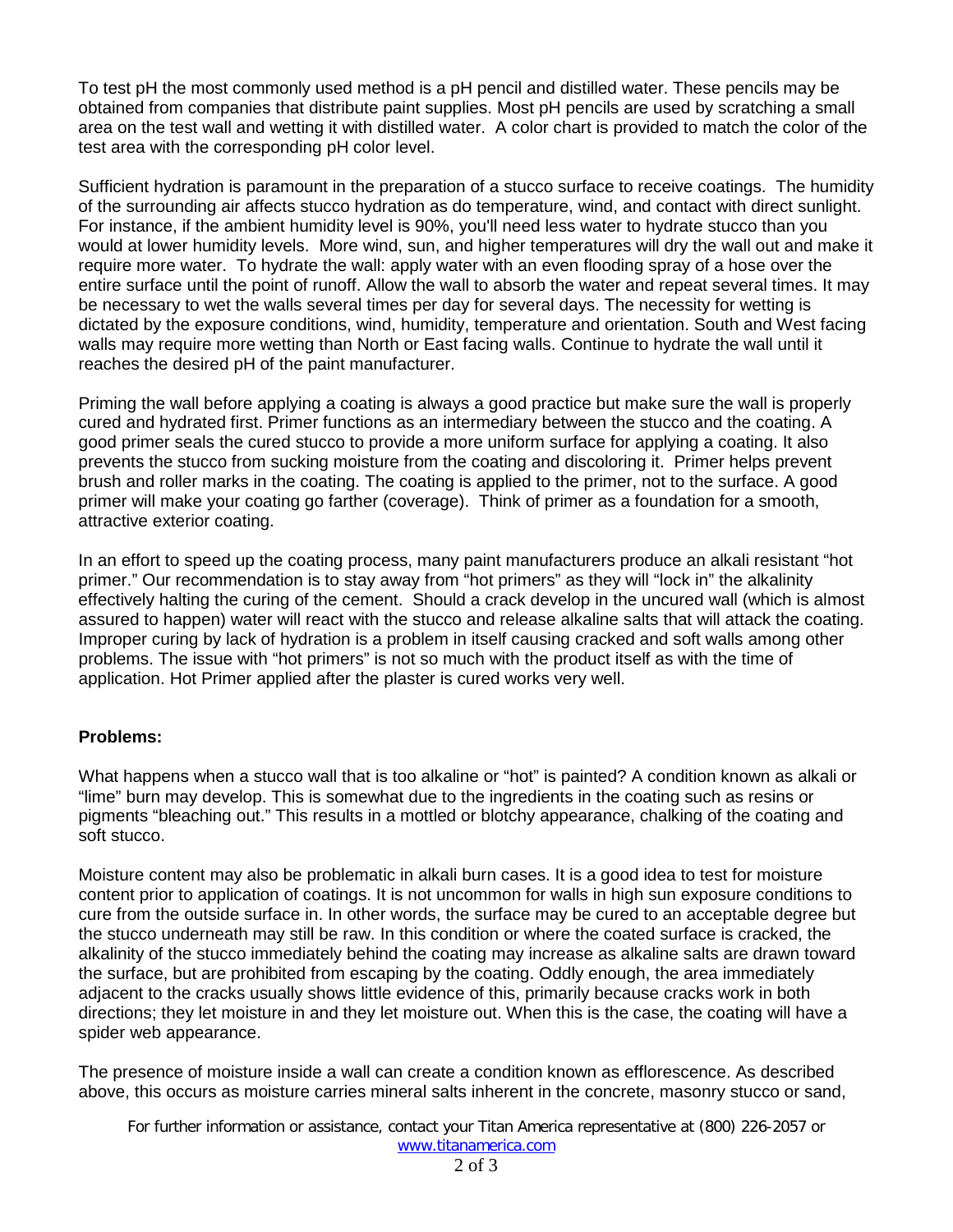To test pH the most commonly used method is a pH pencil and distilled water. These pencils may be obtained from companies that distribute paint supplies. Most pH pencils are used by scratching a small area on the test wall and wetting it with distilled water. A color chart is provided to match the color of the test area with the corresponding pH color level.

Sufficient hydration is paramount in the preparation of a stucco surface to receive coatings. The humidity of the surrounding air affects stucco hydration as do temperature, wind, and contact with direct sunlight. For instance, if the ambient humidity level is 90%, you'll need less water to hydrate stucco than you would at lower humidity levels. More wind, sun, and higher temperatures will dry the wall out and make it require more water. To hydrate the wall: apply water with an even flooding spray of a hose over the entire surface until the point of runoff. Allow the wall to absorb the water and repeat several times. It may be necessary to wet the walls several times per day for several days. The necessity for wetting is dictated by the exposure conditions, wind, humidity, temperature and orientation. South and West facing walls may require more wetting than North or East facing walls. Continue to hydrate the wall until it reaches the desired pH of the paint manufacturer.

Priming the wall before applying a coating is always a good practice but make sure the wall is properly cured and hydrated first. Primer functions as an intermediary between the stucco and the coating. A good primer seals the cured stucco to provide a more uniform surface for applying a coating. It also prevents the stucco from sucking moisture from the coating and discoloring it. Primer helps prevent brush and roller marks in the coating. The coating is applied to the primer, not to the surface. A good primer will make your coating go farther (coverage). Think of primer as a foundation for a smooth, attractive exterior coating.

In an effort to speed up the coating process, many paint manufacturers produce an alkali resistant "hot primer." Our recommendation is to stay away from "hot primers" as they will "lock in" the alkalinity effectively halting the curing of the cement. Should a crack develop in the uncured wall (which is almost assured to happen) water will react with the stucco and release alkaline salts that will attack the coating. Improper curing by lack of hydration is a problem in itself causing cracked and soft walls among other problems. The issue with "hot primers" is not so much with the product itself as with the time of application. Hot Primer applied after the plaster is cured works very well.

**Problems:**

What happens when a stucco wall that is too alkaline or "hot" is painted? A condition known as alkali or "lime" burn may develop. This is somewhat due to the ingredients in the coating such as resins or pigments "bleaching out." This results in a mottled or blotchy appearance, chalking of the coating and soft stucco.

Moisture content may also be problematic in alkali burn cases. It is a good idea to test for moisture content prior to application of coatings. It is not uncommon for walls in high sun exposure conditions to cure from the outside surface in. In other words, the surface may be cured to an acceptable degree but the stucco underneath may still be raw. In this condition or where the coated surface is cracked, the alkalinity of the stucco immediately behind the coating may increase as alkaline salts are drawn toward the surface, but are prohibited from escaping by the coating. Oddly enough, the area immediately adjacent to the cracks usually shows little evidence of this, primarily because cracks work in both directions; they let moisture in and they let moisture out. When this is the case, the coating will have a spider web appearance.

The presence of moisture inside a wall can create a condition known as efflorescence. As described above, this occurs as moisture carries mineral salts inherent in the concrete, masonry stucco or sand,

For further information or assistance, contact your Titan America representative at (800) 226-2057 or www.titanamerica.com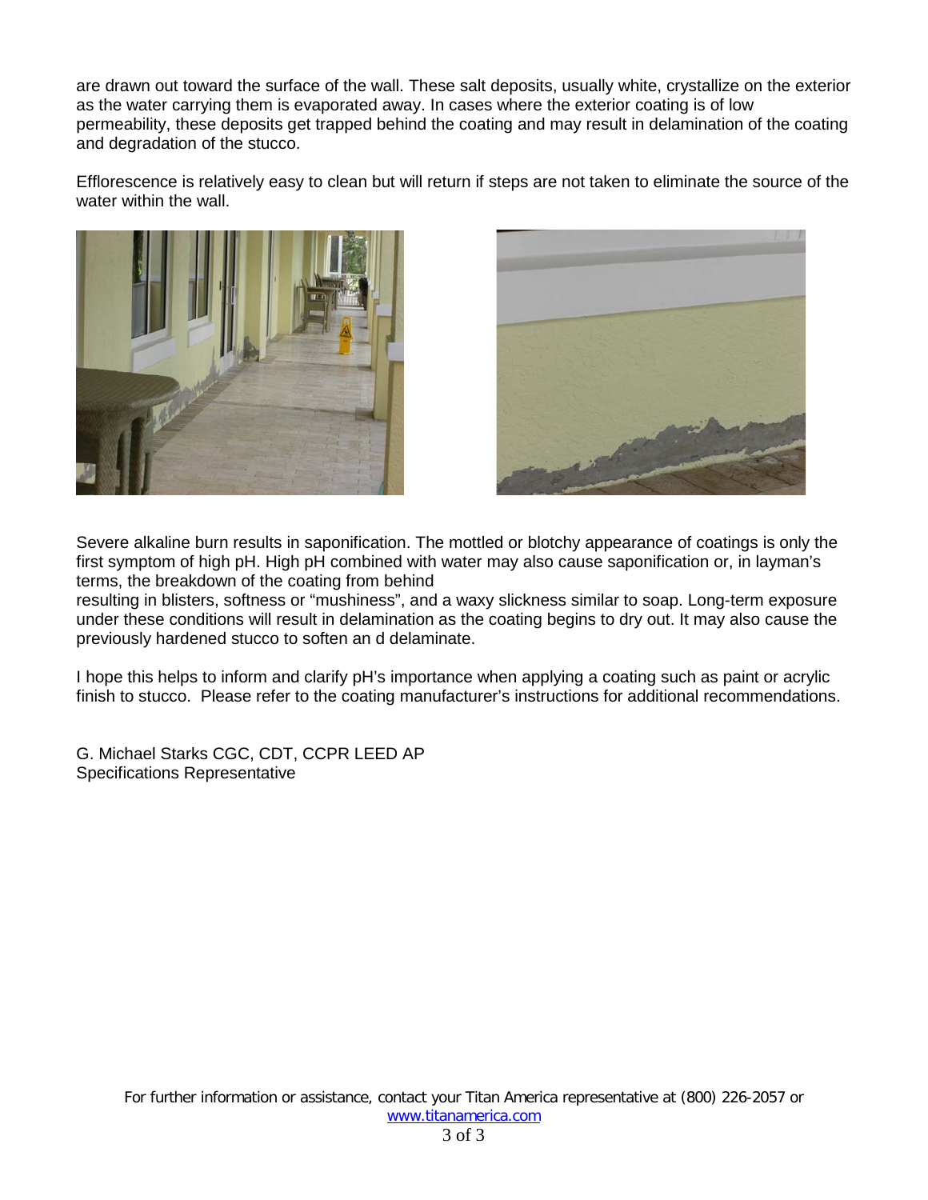are drawn out toward the surface of the wall. These salt deposits, usually white, crystallize on the exterior as the water carrying them is evaporated away. In cases where the exterior coating is of low permeability, these deposits get trapped behind the coating and may result in delamination of the coating and degradation of the stucco.

Efflorescence is relatively easy to clean but will return if steps are not taken to eliminate the source of the water within the wall.

Severe alkaline burn results in saponification. The mottled or blotchy appearance of coatings is only the first symptom of high pH. High pH combined with water may also cause saponification or, in layman's terms, the breakdown of the coating from behind
resulting in blisters, softness or "mushiness", and a waxy slickness similar to soap. Long-term exposure under these conditions will result in delamination as the coating begins to dry out. It may also cause the previously hardened stucco to soften an d delaminate.

I hope this helps to inform and clarify pH's importance when applying a coating such as paint or acrylic finish to stucco. Please refer to the coating manufacturer's instructions for additional recommendations.

G. Michael Starks CGC, CDT, CCPR LEED AP
Specifications Representative

For further information or assistance, contact your Titan America representative at (800) 226-2057 or www.titanamerica.com